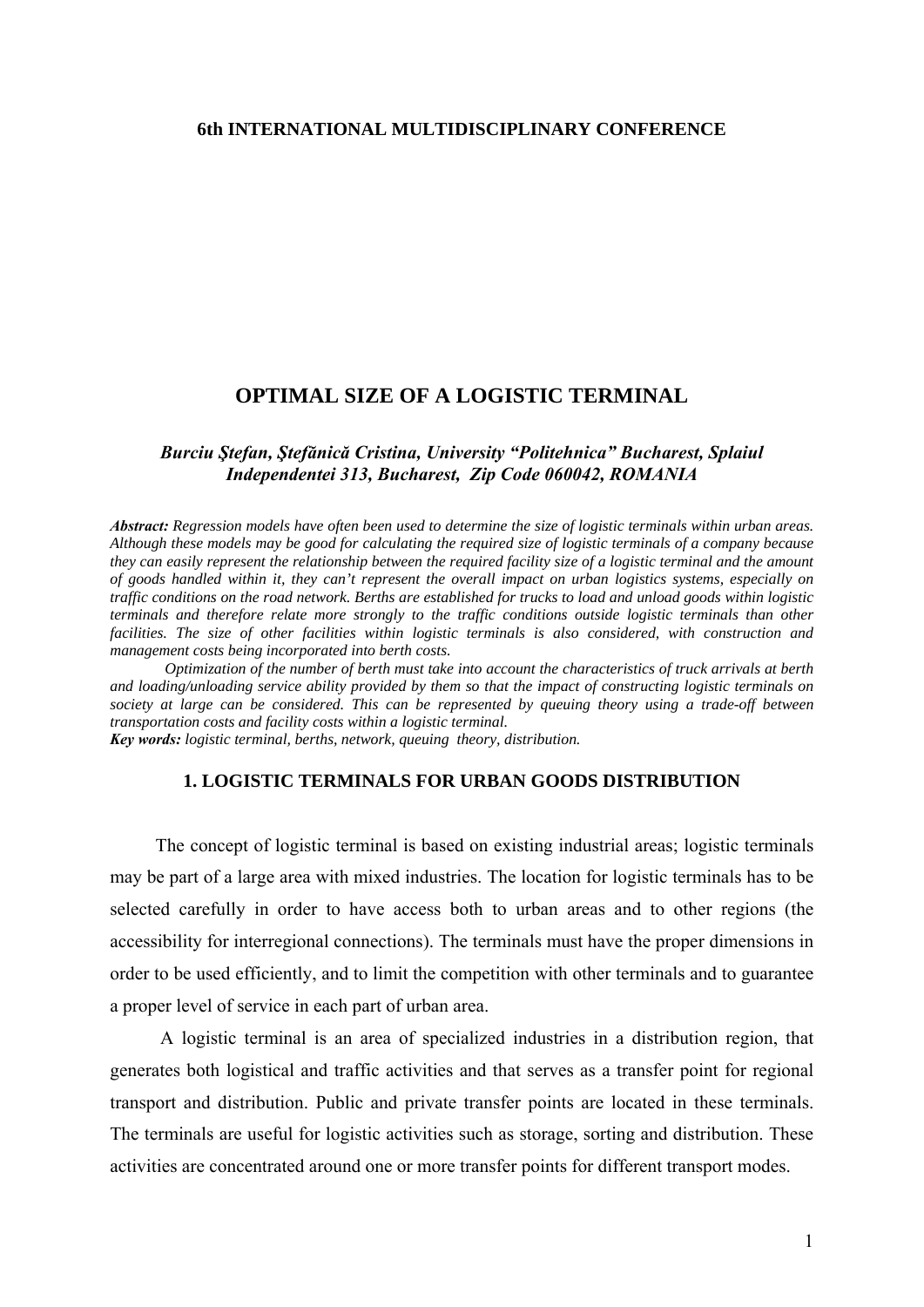**6th INTERNATIONAL MULTIDISCIPLINARY CONFERENCE**

# OPTIMAL SIZE OF A LOGISTIC TERMINAL

***Burciu Ştefan, Ştefănică Cristina, University "Politehnica" Bucharest, Splaiul Independentei 313, Bucharest, Zip Code 060042, ROMANIA***

***Abstract:*** *Regression models have often been used to determine the size of logistic terminals within urban areas. Although these models may be good for calculating the required size of logistic terminals of a company because they can easily represent the relationship between the required facility size of a logistic terminal and the amount of goods handled within it, they can't represent the overall impact on urban logistics systems, especially on traffic conditions on the road network. Berths are established for trucks to load and unload goods within logistic terminals and therefore relate more strongly to the traffic conditions outside logistic terminals than other facilities. The size of other facilities within logistic terminals is also considered, with construction and management costs being incorporated into berth costs.*

*Optimization of the number of berth must take into account the characteristics of truck arrivals at berth and loading/unloading service ability provided by them so that the impact of constructing logistic terminals on society at large can be considered. This can be represented by queuing theory using a trade-off between transportation costs and facility costs within a logistic terminal.*

***Key words:*** *logistic terminal, berths, network, queuing theory, distribution.*

## 1. LOGISTIC TERMINALS FOR URBAN GOODS DISTRIBUTION

The concept of logistic terminal is based on existing industrial areas; logistic terminals may be part of a large area with mixed industries. The location for logistic terminals has to be selected carefully in order to have access both to urban areas and to other regions (the accessibility for interregional connections). The terminals must have the proper dimensions in order to be used efficiently, and to limit the competition with other terminals and to guarantee a proper level of service in each part of urban area.

A logistic terminal is an area of specialized industries in a distribution region, that generates both logistical and traffic activities and that serves as a transfer point for regional transport and distribution. Public and private transfer points are located in these terminals. The terminals are useful for logistic activities such as storage, sorting and distribution. These activities are concentrated around one or more transfer points for different transport modes.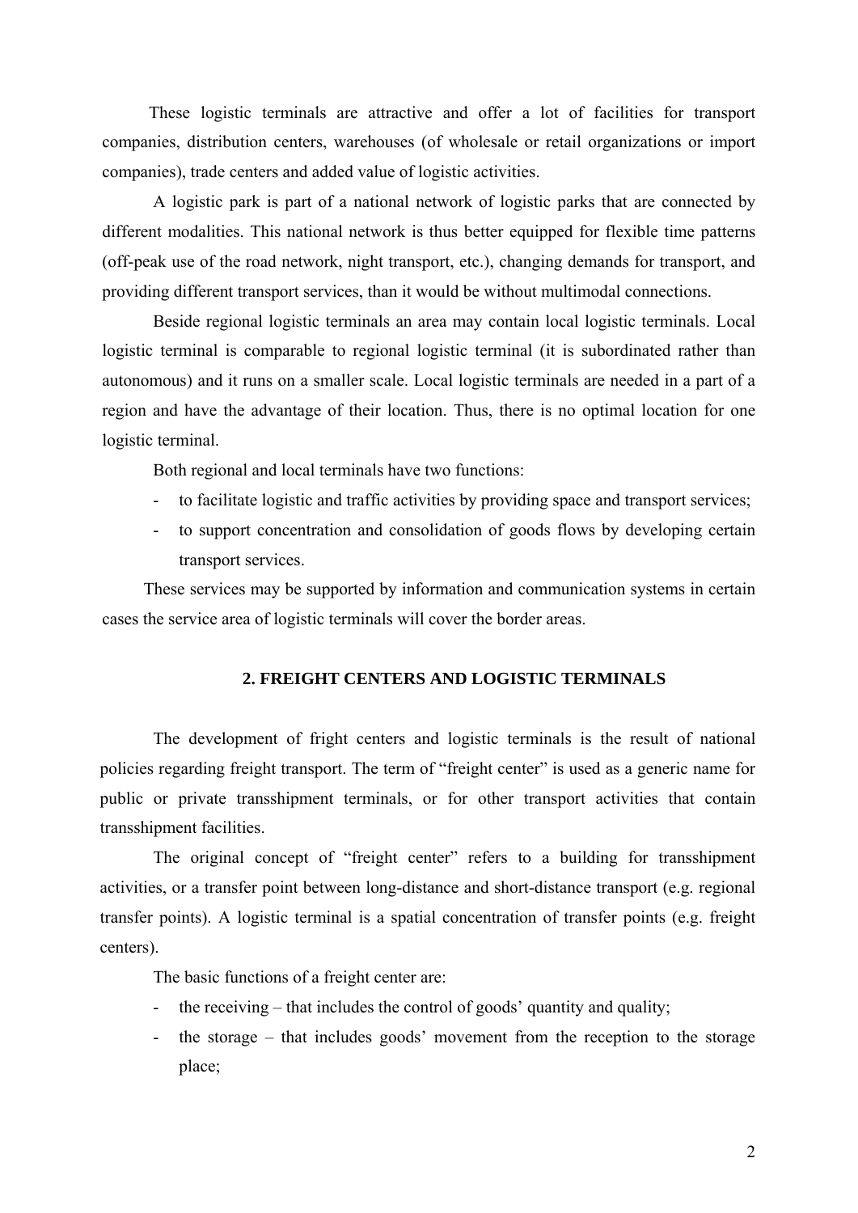These logistic terminals are attractive and offer a lot of facilities for transport companies, distribution centers, warehouses (of wholesale or retail organizations or import companies), trade centers and added value of logistic activities.

A logistic park is part of a national network of logistic parks that are connected by different modalities. This national network is thus better equipped for flexible time patterns (off-peak use of the road network, night transport, etc.), changing demands for transport, and providing different transport services, than it would be without multimodal connections.

Beside regional logistic terminals an area may contain local logistic terminals. Local logistic terminal is comparable to regional logistic terminal (it is subordinated rather than autonomous) and it runs on a smaller scale. Local logistic terminals are needed in a part of a region and have the advantage of their location. Thus, there is no optimal location for one logistic terminal.

Both regional and local terminals have two functions:

- to facilitate logistic and traffic activities by providing space and transport services;
- to support concentration and consolidation of goods flows by developing certain transport services.

These services may be supported by information and communication systems in certain cases the service area of logistic terminals will cover the border areas.

## 2. FREIGHT CENTERS AND LOGISTIC TERMINALS

The development of fright centers and logistic terminals is the result of national policies regarding freight transport. The term of "freight center" is used as a generic name for public or private transshipment terminals, or for other transport activities that contain transshipment facilities.

The original concept of "freight center" refers to a building for transshipment activities, or a transfer point between long-distance and short-distance transport (e.g. regional transfer points). A logistic terminal is a spatial concentration of transfer points (e.g. freight centers).

The basic functions of a freight center are:

- the receiving – that includes the control of goods' quantity and quality;
- the storage – that includes goods' movement from the reception to the storage place;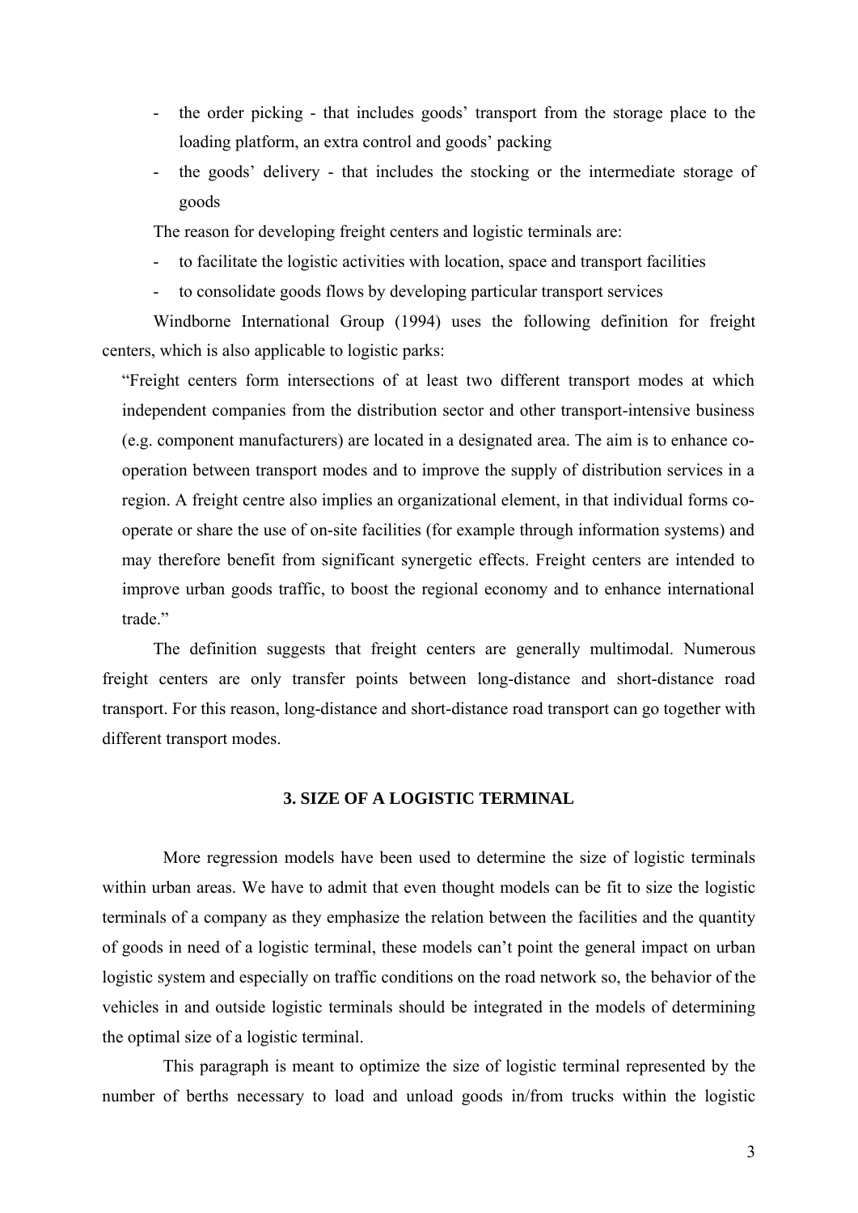- the order picking - that includes goods' transport from the storage place to the loading platform, an extra control and goods' packing
- the goods' delivery - that includes the stocking or the intermediate storage of goods

The reason for developing freight centers and logistic terminals are:

- to facilitate the logistic activities with location, space and transport facilities
- to consolidate goods flows by developing particular transport services

Windborne International Group (1994) uses the following definition for freight centers, which is also applicable to logistic parks:

> "Freight centers form intersections of at least two different transport modes at which independent companies from the distribution sector and other transport-intensive business (e.g. component manufacturers) are located in a designated area. The aim is to enhance co-operation between transport modes and to improve the supply of distribution services in a region. A freight centre also implies an organizational element, in that individual forms co-operate or share the use of on-site facilities (for example through information systems) and may therefore benefit from significant synergetic effects. Freight centers are intended to improve urban goods traffic, to boost the regional economy and to enhance international trade."

The definition suggests that freight centers are generally multimodal. Numerous freight centers are only transfer points between long-distance and short-distance road transport. For this reason, long-distance and short-distance road transport can go together with different transport modes.

## 3. SIZE OF A LOGISTIC TERMINAL

More regression models have been used to determine the size of logistic terminals within urban areas. We have to admit that even thought models can be fit to size the logistic terminals of a company as they emphasize the relation between the facilities and the quantity of goods in need of a logistic terminal, these models can't point the general impact on urban logistic system and especially on traffic conditions on the road network so, the behavior of the vehicles in and outside logistic terminals should be integrated in the models of determining the optimal size of a logistic terminal.

This paragraph is meant to optimize the size of logistic terminal represented by the number of berths necessary to load and unload goods in/from trucks within the logistic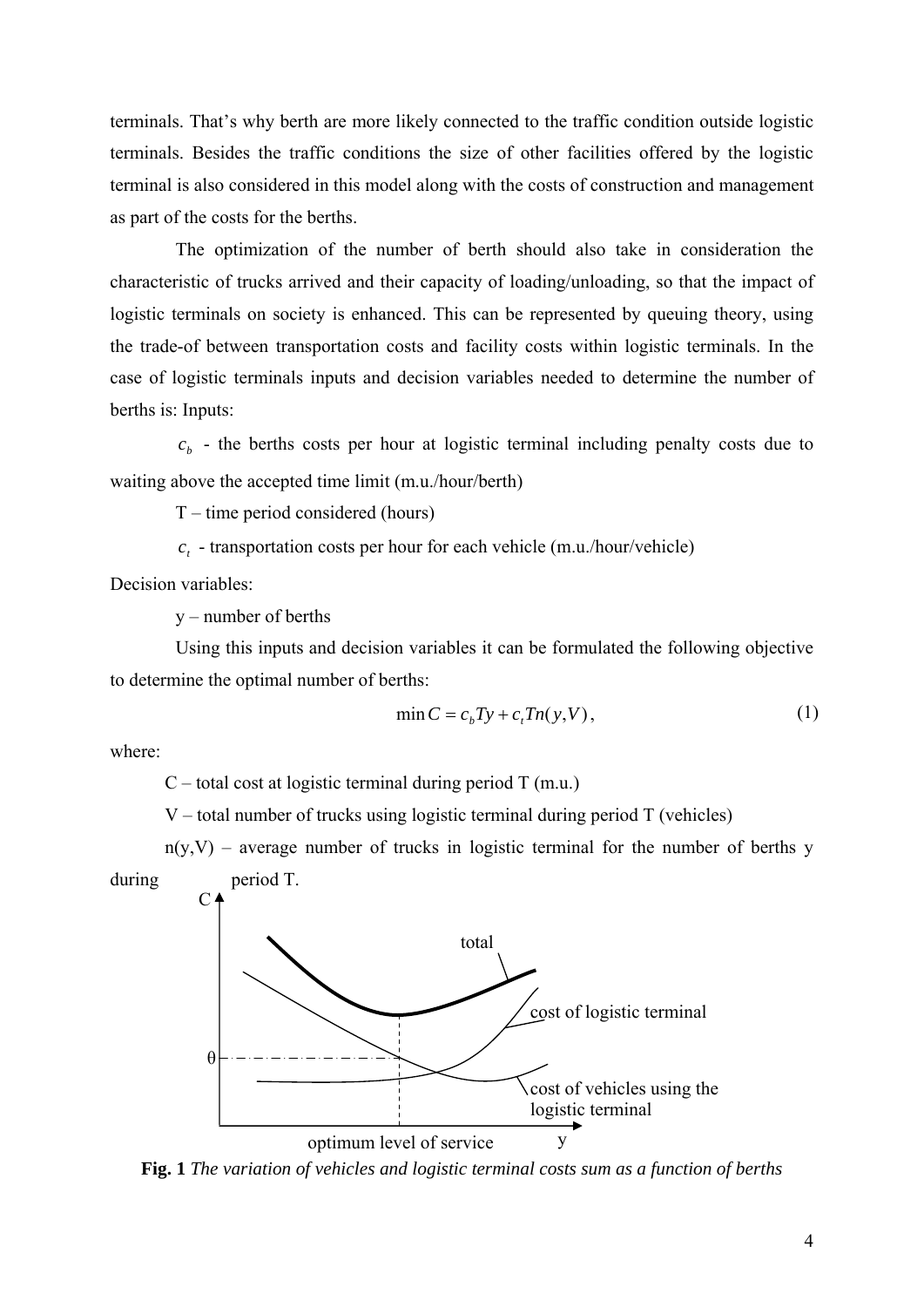terminals. That's why berth are more likely connected to the traffic condition outside logistic terminals. Besides the traffic conditions the size of other facilities offered by the logistic terminal is also considered in this model along with the costs of construction and management as part of the costs for the berths.

The optimization of the number of berth should also take in consideration the characteristic of trucks arrived and their capacity of loading/unloading, so that the impact of logistic terminals on society is enhanced. This can be represented by queuing theory, using the trade-of between transportation costs and facility costs within logistic terminals. In the case of logistic terminals inputs and decision variables needed to determine the number of berths is: Inputs:

$c_b$ - the berths costs per hour at logistic terminal including penalty costs due to waiting above the accepted time limit (m.u./hour/berth)

T – time period considered (hours)

$c_t$ - transportation costs per hour for each vehicle (m.u./hour/vehicle)

Decision variables:

y – number of berths

Using this inputs and decision variables it can be formulated the following objective to determine the optimal number of berths:

$$\min C = c_b T y + c_t T n(y,V), \tag{1}$$

where:

C – total cost at logistic terminal during period T (m.u.)

V – total number of trucks using logistic terminal during period T (vehicles)

n(y,V) – average number of trucks in logistic terminal for the number of berths y during period T.

**Fig. 1** *The variation of vehicles and logistic terminal costs sum as a function of berths*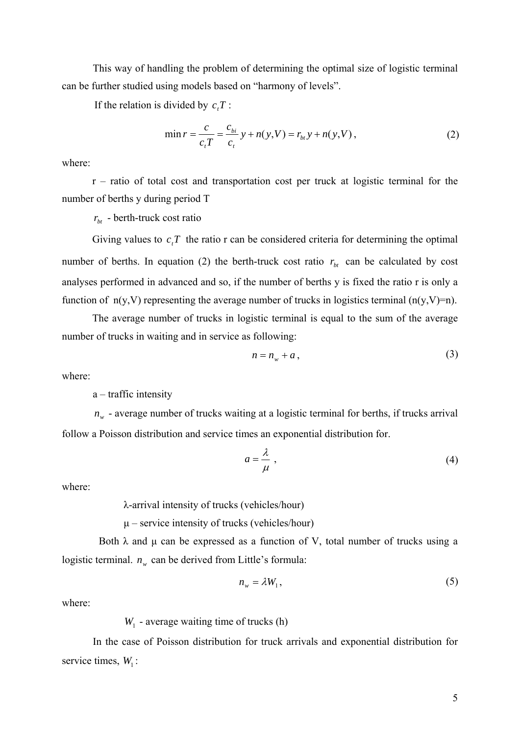This way of handling the problem of determining the optimal size of logistic terminal can be further studied using models based on "harmony of levels".

If the relation is divided by $c_t T$ :

$$\min r = \frac{c}{c_t T} = \frac{c_{bi}}{c_t} y + n(y,V) = r_{bt} y + n(y,V) \, , \tag{2}$$

where:

r – ratio of total cost and transportation cost per truck at logistic terminal for the number of berths y during period T

$r_{bt}$ - berth-truck cost ratio

Giving values to $c_t T$ the ratio r can be considered criteria for determining the optimal number of berths. In equation (2) the berth-truck cost ratio $r_{bt}$ can be calculated by cost analyses performed in advanced and so, if the number of berths y is fixed the ratio r is only a function of n(y,V) representing the average number of trucks in logistics terminal (n(y,V)=n).

The average number of trucks in logistic terminal is equal to the sum of the average number of trucks in waiting and in service as following:

$$n = n_w + a \, , \tag{3}$$

where:

a – traffic intensity

$n_w$ - average number of trucks waiting at a logistic terminal for berths, if trucks arrival follow a Poisson distribution and service times an exponential distribution for.

$$a = \frac{\lambda}{\mu} \, , \tag{4}$$

where:

λ-arrival intensity of trucks (vehicles/hour)

μ – service intensity of trucks (vehicles/hour)

Both λ and μ can be expressed as a function of V, total number of trucks using a logistic terminal. $n_w$ can be derived from Little's formula:

$$n_w = \lambda W_1 \, , \tag{5}$$

where:

$W_1$ - average waiting time of trucks (h)

In the case of Poisson distribution for truck arrivals and exponential distribution for service times, $W_1$ :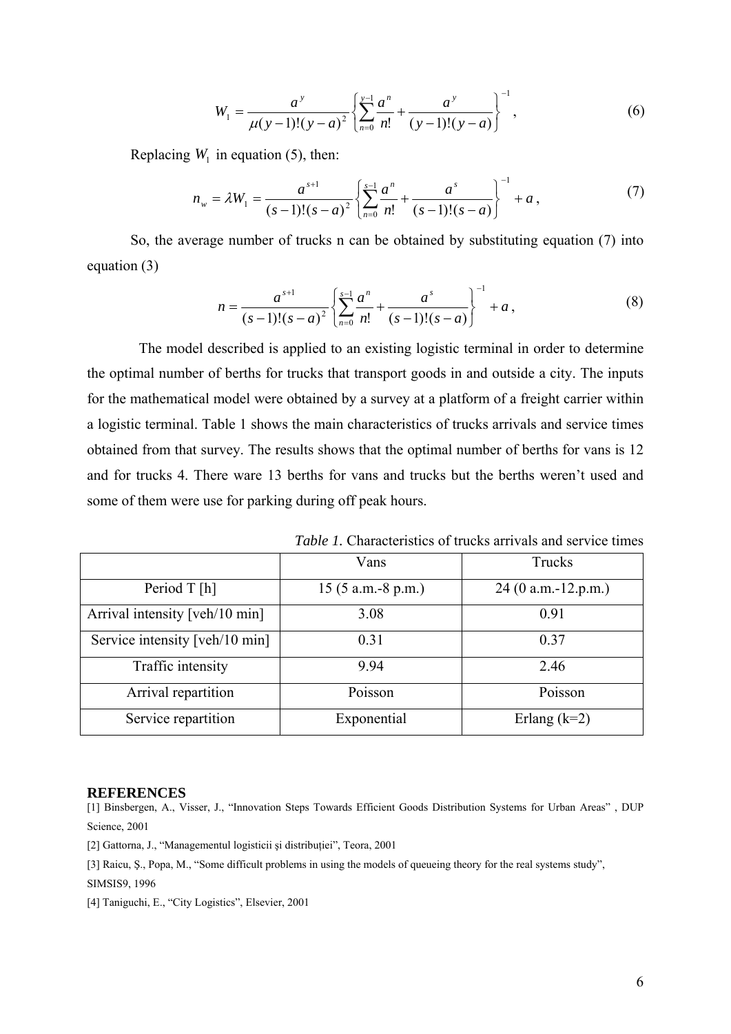$$W_1 = \frac{a^y}{\mu(y-1)!(y-a)^2} \left\{ \sum_{n=0}^{y-1} \frac{a^n}{n!} + \frac{a^y}{(y-1)!(y-a)} \right\}^{-1}, \tag{6}$$

Replacing $W_1$ in equation (5), then:

$$n_w = \lambda W_1 = \frac{a^{s+1}}{(s-1)!(s-a)^2} \left\{ \sum_{n=0}^{s-1} \frac{a^n}{n!} + \frac{a^s}{(s-1)!(s-a)} \right\}^{-1} + a, \tag{7}$$

So, the average number of trucks n can be obtained by substituting equation (7) into equation (3)

$$n = \frac{a^{s+1}}{(s-1)!(s-a)^2} \left\{ \sum_{n=0}^{s-1} \frac{a^n}{n!} + \frac{a^s}{(s-1)!(s-a)} \right\}^{-1} + a, \tag{8}$$

The model described is applied to an existing logistic terminal in order to determine the optimal number of berths for trucks that transport goods in and outside a city. The inputs for the mathematical model were obtained by a survey at a platform of a freight carrier within a logistic terminal. Table 1 shows the main characteristics of trucks arrivals and service times obtained from that survey. The results shows that the optimal number of berths for vans is 12 and for trucks 4. There ware 13 berths for vans and trucks but the berths weren't used and some of them were use for parking during off peak hours.

*Table 1.* Characteristics of trucks arrivals and service times

| | Vans | Trucks |
|---|---|---|
| Period T [h] | 15 (5 a.m.-8 p.m.) | 24 (0 a.m.-12.p.m.) |
| Arrival intensity [veh/10 min] | 3.08 | 0.91 |
| Service intensity [veh/10 min] | 0.31 | 0.37 |
| Traffic intensity | 9.94 | 2.46 |
| Arrival repartition | Poisson | Poisson |
| Service repartition | Exponential | Erlang (k=2) |

## REFERENCES

[1] Binsbergen, A., Visser, J., "Innovation Steps Towards Efficient Goods Distribution Systems for Urban Areas" , DUP Science, 2001

[2] Gattorna, J., "Managementul logisticii şi distribuției", Teora, 2001

[3] Raicu, Ş., Popa, M., "Some difficult problems in using the models of queueing theory for the real systems study", SIMSIS9, 1996

[4] Taniguchi, E., "City Logistics", Elsevier, 2001